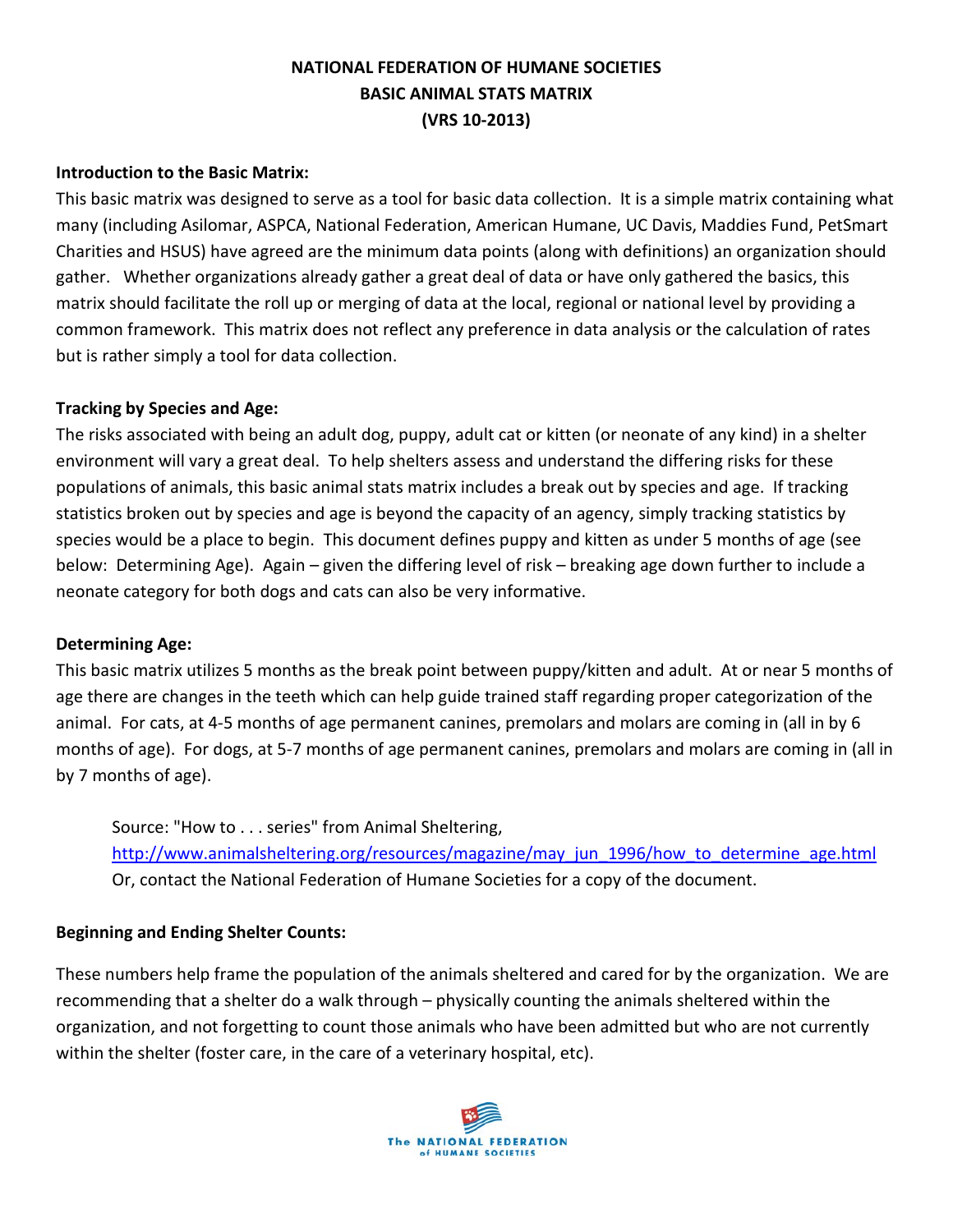# NATIONAL FEDERATION OF HUMANE SOCIETIES
# BASIC ANIMAL STATS MATRIX
# (VRS 10-2013)

**Introduction to the Basic Matrix:**

This basic matrix was designed to serve as a tool for basic data collection. It is a simple matrix containing what many (including Asilomar, ASPCA, National Federation, American Humane, UC Davis, Maddies Fund, PetSmart Charities and HSUS) have agreed are the minimum data points (along with definitions) an organization should gather. Whether organizations already gather a great deal of data or have only gathered the basics, this matrix should facilitate the roll up or merging of data at the local, regional or national level by providing a common framework. This matrix does not reflect any preference in data analysis or the calculation of rates but is rather simply a tool for data collection.

**Tracking by Species and Age:**

The risks associated with being an adult dog, puppy, adult cat or kitten (or neonate of any kind) in a shelter environment will vary a great deal. To help shelters assess and understand the differing risks for these populations of animals, this basic animal stats matrix includes a break out by species and age. If tracking statistics broken out by species and age is beyond the capacity of an agency, simply tracking statistics by species would be a place to begin. This document defines puppy and kitten as under 5 months of age (see below: Determining Age). Again – given the differing level of risk – breaking age down further to include a neonate category for both dogs and cats can also be very informative.

**Determining Age:**

This basic matrix utilizes 5 months as the break point between puppy/kitten and adult. At or near 5 months of age there are changes in the teeth which can help guide trained staff regarding proper categorization of the animal. For cats, at 4-5 months of age permanent canines, premolars and molars are coming in (all in by 6 months of age). For dogs, at 5-7 months of age permanent canines, premolars and molars are coming in (all in by 7 months of age).

> Source: "How to . . . series" from Animal Sheltering, http://www.animalsheltering.org/resources/magazine/may_jun_1996/how_to_determine_age.html
> Or, contact the National Federation of Humane Societies for a copy of the document.

**Beginning and Ending Shelter Counts:**

These numbers help frame the population of the animals sheltered and cared for by the organization. We are recommending that a shelter do a walk through – physically counting the animals sheltered within the organization, and not forgetting to count those animals who have been admitted but who are not currently within the shelter (foster care, in the care of a veterinary hospital, etc).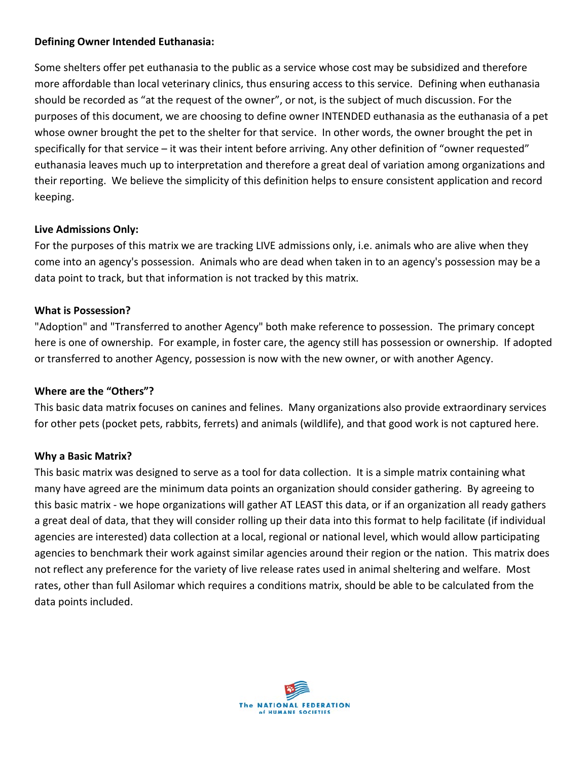**Defining Owner Intended Euthanasia:**

Some shelters offer pet euthanasia to the public as a service whose cost may be subsidized and therefore more affordable than local veterinary clinics, thus ensuring access to this service. Defining when euthanasia should be recorded as "at the request of the owner", or not, is the subject of much discussion. For the purposes of this document, we are choosing to define owner INTENDED euthanasia as the euthanasia of a pet whose owner brought the pet to the shelter for that service. In other words, the owner brought the pet in specifically for that service – it was their intent before arriving. Any other definition of "owner requested" euthanasia leaves much up to interpretation and therefore a great deal of variation among organizations and their reporting. We believe the simplicity of this definition helps to ensure consistent application and record keeping.

**Live Admissions Only:**

For the purposes of this matrix we are tracking LIVE admissions only, i.e. animals who are alive when they come into an agency's possession. Animals who are dead when taken in to an agency's possession may be a data point to track, but that information is not tracked by this matrix.

**What is Possession?**

"Adoption" and "Transferred to another Agency" both make reference to possession. The primary concept here is one of ownership. For example, in foster care, the agency still has possession or ownership. If adopted or transferred to another Agency, possession is now with the new owner, or with another Agency.

**Where are the "Others"?**

This basic data matrix focuses on canines and felines. Many organizations also provide extraordinary services for other pets (pocket pets, rabbits, ferrets) and animals (wildlife), and that good work is not captured here.

**Why a Basic Matrix?**

This basic matrix was designed to serve as a tool for data collection. It is a simple matrix containing what many have agreed are the minimum data points an organization should consider gathering. By agreeing to this basic matrix - we hope organizations will gather AT LEAST this data, or if an organization all ready gathers a great deal of data, that they will consider rolling up their data into this format to help facilitate (if individual agencies are interested) data collection at a local, regional or national level, which would allow participating agencies to benchmark their work against similar agencies around their region or the nation. This matrix does not reflect any preference for the variety of live release rates used in animal sheltering and welfare. Most rates, other than full Asilomar which requires a conditions matrix, should be able to be calculated from the data points included.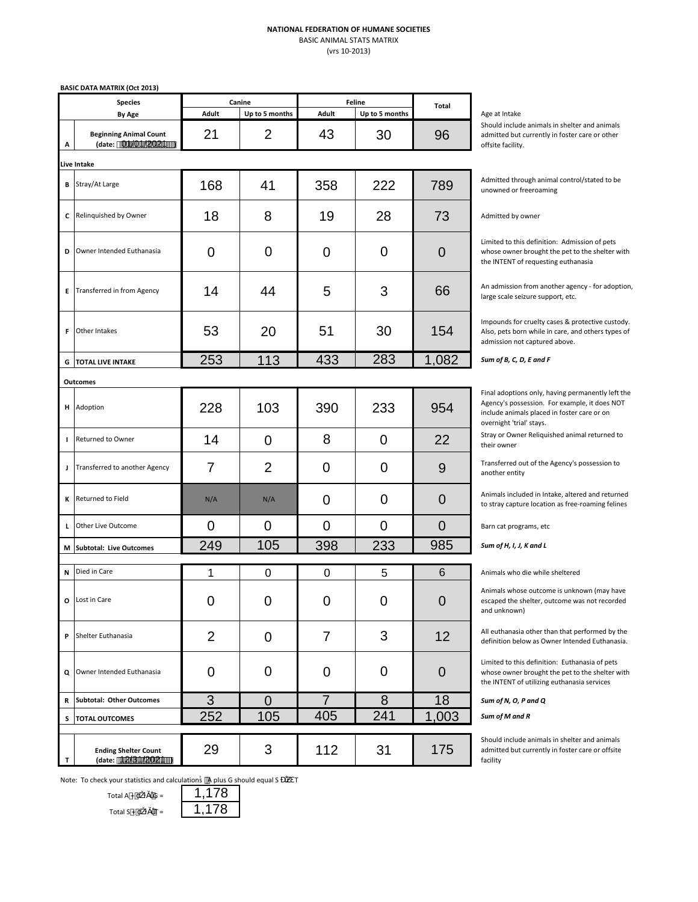NATIONAL FEDERATION OF HUMANE SOCIETIES

BASIC ANIMAL STATS MATRIX

(vrs 10-2013)

**BASIC DATA MATRIX (Oct 2013)**

| | Species By Age | Canine Adult | Canine Up to 5 months | Feline Adult | Feline Up to 5 months | Total | Age at Intake |
|---|---|---|---|---|---|---|---|
| A | **Beginning Animal Count (date: 01/01/2021)** | 21 | 2 | 43 | 30 | 96 | Should include animals in shelter and animals admitted but currently in foster care or other offsite facility. |
| | **Live Intake** | | | | | | |
| B | Stray/At Large | 168 | 41 | 358 | 222 | 789 | Admitted through animal control/stated to be unowned or freeroaming |
| C | Relinquished by Owner | 18 | 8 | 19 | 28 | 73 | Admitted by owner |
| D | Owner Intended Euthanasia | 0 | 0 | 0 | 0 | 0 | Limited to this definition: Admission of pets whose owner brought the pet to the shelter with the INTENT of requesting euthanasia |
| E | Transferred in from Agency | 14 | 44 | 5 | 3 | 66 | An admission from another agency - for adoption, large scale seizure support, etc. |
| F | Other Intakes | 53 | 20 | 51 | 30 | 154 | Impounds for cruelty cases & protective custody. Also, pets born while in care, and others types of admission not captured above. |
| G | **TOTAL LIVE INTAKE** | 253 | 113 | 433 | 283 | 1,082 | *Sum of B, C, D, E and F* |
| | **Outcomes** | | | | | | |
| H | Adoption | 228 | 103 | 390 | 233 | 954 | Final adoptions only, having permanently left the Agency's possession. For example, it does NOT include animals placed in foster care or on overnight 'trial' stays. |
| I | Returned to Owner | 14 | 0 | 8 | 0 | 22 | Stray or Owner Reliquished animal returned to their owner |
| J | Transferred to another Agency | 7 | 2 | 0 | 0 | 9 | Transferred out of the Agency's possession to another entity |
| K | Returned to Field | N/A | N/A | 0 | 0 | 0 | Animals included in Intake, altered and returned to stray capture location as free-roaming felines |
| L | Other Live Outcome | 0 | 0 | 0 | 0 | 0 | Barn cat programs, etc |
| M | **Subtotal: Live Outcomes** | 249 | 105 | 398 | 233 | 985 | *Sum of H, I, J, K and L* |
| N | Died in Care | 1 | 0 | 0 | 5 | 6 | Animals who die while sheltered |
| O | Lost in Care | 0 | 0 | 0 | 0 | 0 | Animals whose outcome is unknown (may have escaped the shelter, outcome was not recorded and unknown) |
| P | Shelter Euthanasia | 2 | 0 | 7 | 3 | 12 | All euthanasia other than that performed by the definition below as Owner Intended Euthanasia. |
| Q | Owner Intended Euthanasia | 0 | 0 | 0 | 0 | 0 | Limited to this definition: Euthanasia of pets whose owner brought the pet to the shelter with the INTENT of utilizing euthanasia services |
| R | **Subtotal: Other Outcomes** | 3 | 0 | 7 | 8 | 18 | *Sum of N, O, P and Q* |
| S | **TOTAL OUTCOMES** | 252 | 105 | 405 | 241 | 1,003 | *Sum of M and R* |
| T | **Ending Shelter Count (date: 12/31/2021)** | 29 | 3 | 112 | 31 | 175 | Should include animals in shelter and animals admitted but currently in foster care or offsite facility |

Note: To check your statistics and calculations A plus G should equal S plus T

| | |
|---|---|
| Total A + G = | 1,178 |
| Total S + T = | 1,178 |